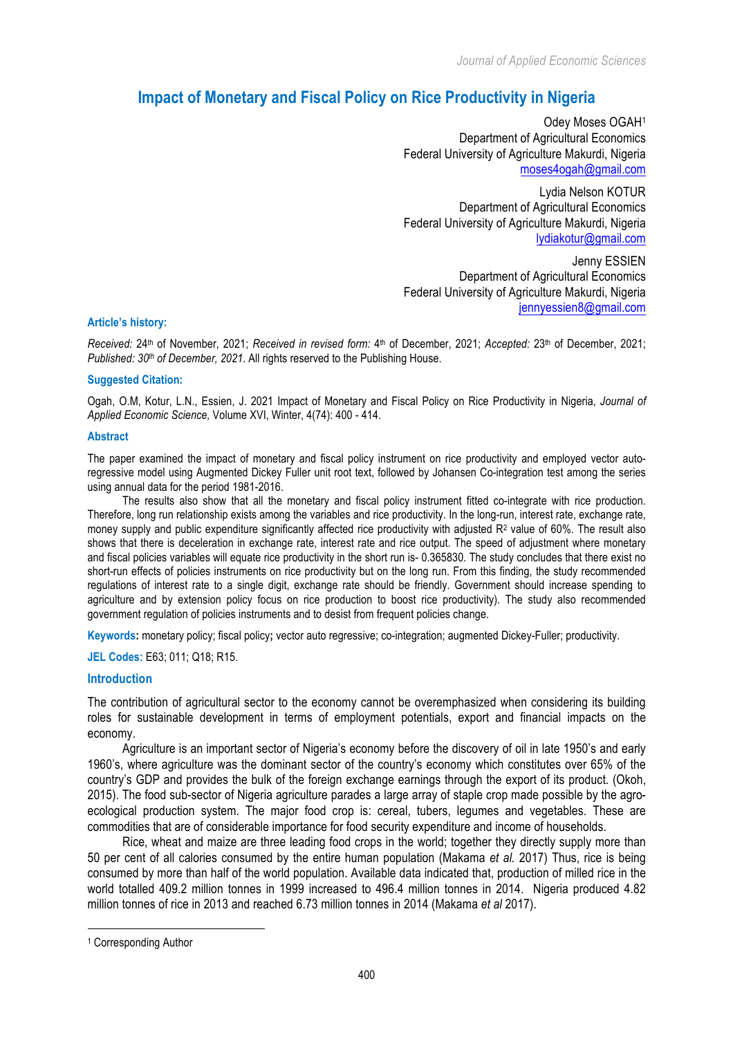# Impact of Monetary and Fiscal Policy on Rice Productivity in Nigeria

Odey Moses OGAH[1]
Department of Agricultural Economics
Federal University of Agriculture Makurdi, Nigeria
moses4ogah@gmail.com

Lydia Nelson KOTUR
Department of Agricultural Economics
Federal University of Agriculture Makurdi, Nigeria
lydiakotur@gmail.com

Jenny ESSIEN
Department of Agricultural Economics
Federal University of Agriculture Makurdi, Nigeria
jennyessien8@gmail.com

### Article's history:

*Received:* 24th of November, 2021; *Received in revised form:* 4th of December, 2021; *Accepted:* 23th of December, 2021; *Published: 30th of December, 2021*. All rights reserved to the Publishing House.

### Suggested Citation:

Ogah, O.M, Kotur, L.N., Essien, J. 2021 Impact of Monetary and Fiscal Policy on Rice Productivity in Nigeria, *Journal of Applied Economic Science,* Volume XVI, Winter, 4(74): 400 - 414.

### Abstract

The paper examined the impact of monetary and fiscal policy instrument on rice productivity and employed vector auto-regressive model using Augmented Dickey Fuller unit root text, followed by Johansen Co-integration test among the series using annual data for the period 1981-2016.

The results also show that all the monetary and fiscal policy instrument fitted co-integrate with rice production. Therefore, long run relationship exists among the variables and rice productivity. In the long-run, interest rate, exchange rate, money supply and public expenditure significantly affected rice productivity with adjusted $R^2$ value of 60%. The result also shows that there is deceleration in exchange rate, interest rate and rice output. The speed of adjustment where monetary and fiscal policies variables will equate rice productivity in the short run is- 0.365830. The study concludes that there exist no short-run effects of policies instruments on rice productivity but on the long run. From this finding, the study recommended regulations of interest rate to a single digit, exchange rate should be friendly. Government should increase spending to agriculture and by extension policy focus on rice production to boost rice productivity). The study also recommended government regulation of policies instruments and to desist from frequent policies change.

**Keywords:** monetary policy; fiscal policy; vector auto regressive; co-integration; augmented Dickey-Fuller; productivity.

**JEL Codes:** E63; 011; Q18; R15.

### Introduction

The contribution of agricultural sector to the economy cannot be overemphasized when considering its building roles for sustainable development in terms of employment potentials, export and financial impacts on the economy.

Agriculture is an important sector of Nigeria's economy before the discovery of oil in late 1950's and early 1960's, where agriculture was the dominant sector of the country's economy which constitutes over 65% of the country's GDP and provides the bulk of the foreign exchange earnings through the export of its product. (Okoh, 2015). The food sub-sector of Nigeria agriculture parades a large array of staple crop made possible by the agro-ecological production system. The major food crop is: cereal, tubers, legumes and vegetables. These are commodities that are of considerable importance for food security expenditure and income of households.

Rice, wheat and maize are three leading food crops in the world; together they directly supply more than 50 per cent of all calories consumed by the entire human population (Makama *et al.* 2017) Thus, rice is being consumed by more than half of the world population. Available data indicated that, production of milled rice in the world totalled 409.2 million tonnes in 1999 increased to 496.4 million tonnes in 2014. Nigeria produced 4.82 million tonnes of rice in 2013 and reached 6.73 million tonnes in 2014 (Makama *et al* 2017).

[1] Corresponding Author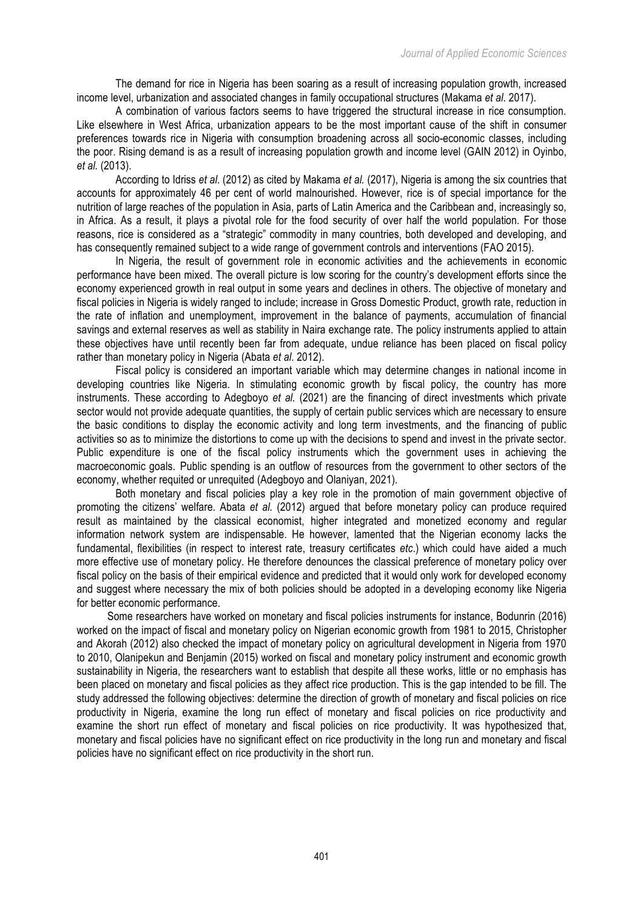The demand for rice in Nigeria has been soaring as a result of increasing population growth, increased income level, urbanization and associated changes in family occupational structures (Makama *et al*. 2017).

A combination of various factors seems to have triggered the structural increase in rice consumption. Like elsewhere in West Africa, urbanization appears to be the most important cause of the shift in consumer preferences towards rice in Nigeria with consumption broadening across all socio-economic classes, including the poor. Rising demand is as a result of increasing population growth and income level (GAIN 2012) in Oyinbo, *et al.* (2013).

According to Idriss *et al*. (2012) as cited by Makama *et al.* (2017), Nigeria is among the six countries that accounts for approximately 46 per cent of world malnourished. However, rice is of special importance for the nutrition of large reaches of the population in Asia, parts of Latin America and the Caribbean and, increasingly so, in Africa. As a result, it plays a pivotal role for the food security of over half the world population. For those reasons, rice is considered as a "strategic" commodity in many countries, both developed and developing, and has consequently remained subject to a wide range of government controls and interventions (FAO 2015).

In Nigeria, the result of government role in economic activities and the achievements in economic performance have been mixed. The overall picture is low scoring for the country's development efforts since the economy experienced growth in real output in some years and declines in others. The objective of monetary and fiscal policies in Nigeria is widely ranged to include; increase in Gross Domestic Product, growth rate, reduction in the rate of inflation and unemployment, improvement in the balance of payments, accumulation of financial savings and external reserves as well as stability in Naira exchange rate. The policy instruments applied to attain these objectives have until recently been far from adequate, undue reliance has been placed on fiscal policy rather than monetary policy in Nigeria (Abata *et al*. 2012).

Fiscal policy is considered an important variable which may determine changes in national income in developing countries like Nigeria. In stimulating economic growth by fiscal policy, the country has more instruments. These according to Adegboyo *et al.* (2021) are the financing of direct investments which private sector would not provide adequate quantities, the supply of certain public services which are necessary to ensure the basic conditions to display the economic activity and long term investments, and the financing of public activities so as to minimize the distortions to come up with the decisions to spend and invest in the private sector. Public expenditure is one of the fiscal policy instruments which the government uses in achieving the macroeconomic goals. Public spending is an outflow of resources from the government to other sectors of the economy, whether requited or unrequited (Adegboyo and Olaniyan, 2021).

Both monetary and fiscal policies play a key role in the promotion of main government objective of promoting the citizens' welfare. Abata *et al.* (2012) argued that before monetary policy can produce required result as maintained by the classical economist, higher integrated and monetized economy and regular information network system are indispensable. He however, lamented that the Nigerian economy lacks the fundamental, flexibilities (in respect to interest rate, treasury certificates *etc*.) which could have aided a much more effective use of monetary policy. He therefore denounces the classical preference of monetary policy over fiscal policy on the basis of their empirical evidence and predicted that it would only work for developed economy and suggest where necessary the mix of both policies should be adopted in a developing economy like Nigeria for better economic performance.

Some researchers have worked on monetary and fiscal policies instruments for instance, Bodunrin (2016) worked on the impact of fiscal and monetary policy on Nigerian economic growth from 1981 to 2015, Christopher and Akorah (2012) also checked the impact of monetary policy on agricultural development in Nigeria from 1970 to 2010, Olanipekun and Benjamin (2015) worked on fiscal and monetary policy instrument and economic growth sustainability in Nigeria, the researchers want to establish that despite all these works, little or no emphasis has been placed on monetary and fiscal policies as they affect rice production. This is the gap intended to be fill. The study addressed the following objectives: determine the direction of growth of monetary and fiscal policies on rice productivity in Nigeria, examine the long run effect of monetary and fiscal policies on rice productivity and examine the short run effect of monetary and fiscal policies on rice productivity. It was hypothesized that, monetary and fiscal policies have no significant effect on rice productivity in the long run and monetary and fiscal policies have no significant effect on rice productivity in the short run.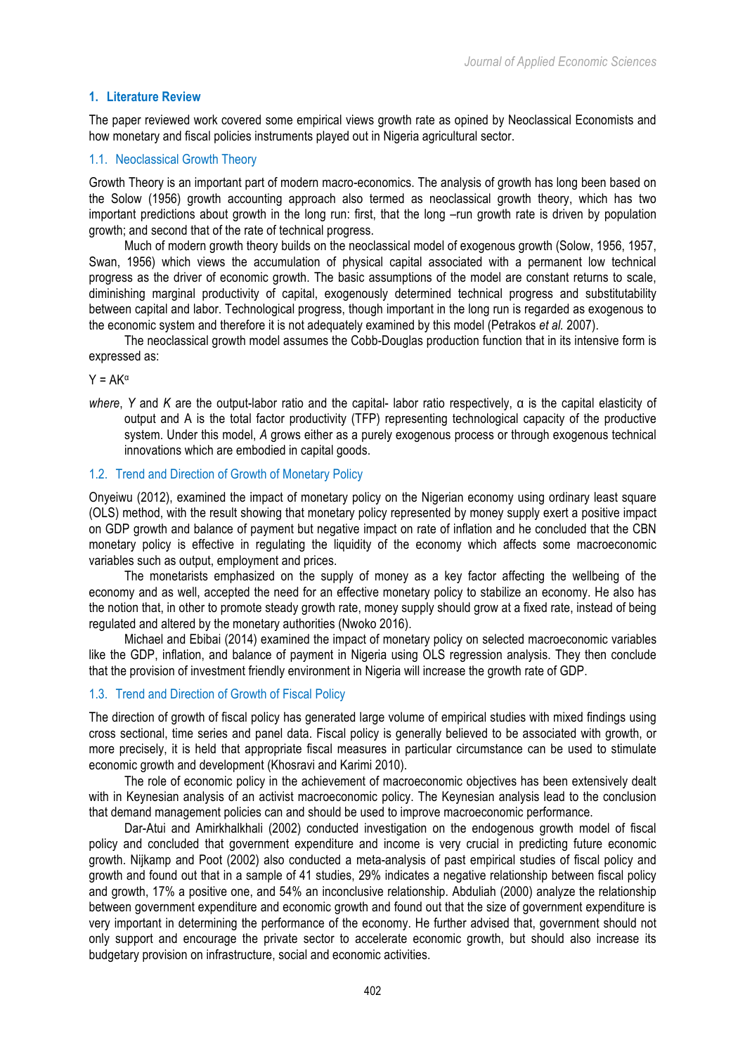## 1. Literature Review

The paper reviewed work covered some empirical views growth rate as opined by Neoclassical Economists and how monetary and fiscal policies instruments played out in Nigeria agricultural sector.

### 1.1. Neoclassical Growth Theory

Growth Theory is an important part of modern macro-economics. The analysis of growth has long been based on the Solow (1956) growth accounting approach also termed as neoclassical growth theory, which has two important predictions about growth in the long run: first, that the long –run growth rate is driven by population growth; and second that of the rate of technical progress.

Much of modern growth theory builds on the neoclassical model of exogenous growth (Solow, 1956, 1957, Swan, 1956) which views the accumulation of physical capital associated with a permanent low technical progress as the driver of economic growth. The basic assumptions of the model are constant returns to scale, diminishing marginal productivity of capital, exogenously determined technical progress and substitutability between capital and labor. Technological progress, though important in the long run is regarded as exogenous to the economic system and therefore it is not adequately examined by this model (Petrakos *et al.* 2007).

The neoclassical growth model assumes the Cobb-Douglas production function that in its intensive form is expressed as:

$$Y = AK^{\alpha}$$

*where*, *Y* and *K* are the output-labor ratio and the capital- labor ratio respectively, α is the capital elasticity of output and A is the total factor productivity (TFP) representing technological capacity of the productive system. Under this model, *A* grows either as a purely exogenous process or through exogenous technical innovations which are embodied in capital goods.

### 1.2. Trend and Direction of Growth of Monetary Policy

Onyeiwu (2012), examined the impact of monetary policy on the Nigerian economy using ordinary least square (OLS) method, with the result showing that monetary policy represented by money supply exert a positive impact on GDP growth and balance of payment but negative impact on rate of inflation and he concluded that the CBN monetary policy is effective in regulating the liquidity of the economy which affects some macroeconomic variables such as output, employment and prices.

The monetarists emphasized on the supply of money as a key factor affecting the wellbeing of the economy and as well, accepted the need for an effective monetary policy to stabilize an economy. He also has the notion that, in other to promote steady growth rate, money supply should grow at a fixed rate, instead of being regulated and altered by the monetary authorities (Nwoko 2016).

Michael and Ebibai (2014) examined the impact of monetary policy on selected macroeconomic variables like the GDP, inflation, and balance of payment in Nigeria using OLS regression analysis. They then conclude that the provision of investment friendly environment in Nigeria will increase the growth rate of GDP.

### 1.3. Trend and Direction of Growth of Fiscal Policy

The direction of growth of fiscal policy has generated large volume of empirical studies with mixed findings using cross sectional, time series and panel data. Fiscal policy is generally believed to be associated with growth, or more precisely, it is held that appropriate fiscal measures in particular circumstance can be used to stimulate economic growth and development (Khosravi and Karimi 2010).

The role of economic policy in the achievement of macroeconomic objectives has been extensively dealt with in Keynesian analysis of an activist macroeconomic policy. The Keynesian analysis lead to the conclusion that demand management policies can and should be used to improve macroeconomic performance.

Dar-Atui and Amirkhalkhali (2002) conducted investigation on the endogenous growth model of fiscal policy and concluded that government expenditure and income is very crucial in predicting future economic growth. Nijkamp and Poot (2002) also conducted a meta-analysis of past empirical studies of fiscal policy and growth and found out that in a sample of 41 studies, 29% indicates a negative relationship between fiscal policy and growth, 17% a positive one, and 54% an inconclusive relationship. Abduliah (2000) analyze the relationship between government expenditure and economic growth and found out that the size of government expenditure is very important in determining the performance of the economy. He further advised that, government should not only support and encourage the private sector to accelerate economic growth, but should also increase its budgetary provision on infrastructure, social and economic activities.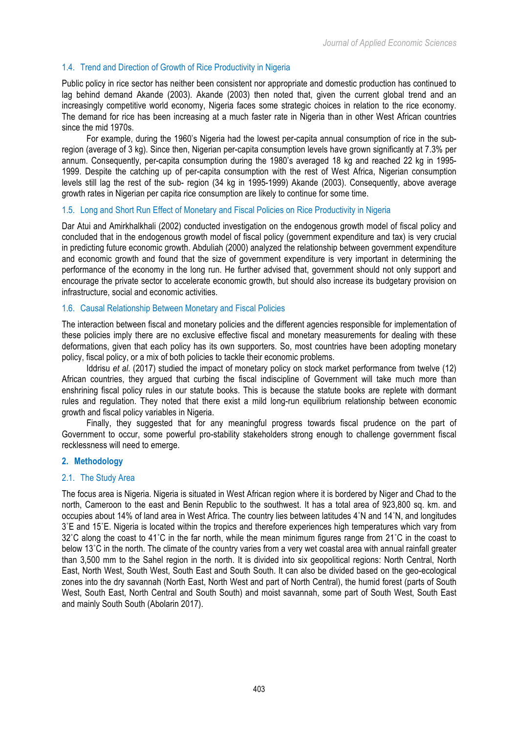### 1.4. Trend and Direction of Growth of Rice Productivity in Nigeria

Public policy in rice sector has neither been consistent nor appropriate and domestic production has continued to lag behind demand Akande (2003). Akande (2003) then noted that, given the current global trend and an increasingly competitive world economy, Nigeria faces some strategic choices in relation to the rice economy. The demand for rice has been increasing at a much faster rate in Nigeria than in other West African countries since the mid 1970s.

For example, during the 1960's Nigeria had the lowest per-capita annual consumption of rice in the sub-region (average of 3 kg). Since then, Nigerian per-capita consumption levels have grown significantly at 7.3% per annum. Consequently, per-capita consumption during the 1980's averaged 18 kg and reached 22 kg in 1995-1999. Despite the catching up of per-capita consumption with the rest of West Africa, Nigerian consumption levels still lag the rest of the sub- region (34 kg in 1995-1999) Akande (2003). Consequently, above average growth rates in Nigerian per capita rice consumption are likely to continue for some time.

### 1.5. Long and Short Run Effect of Monetary and Fiscal Policies on Rice Productivity in Nigeria

Dar Atui and Amirkhalkhali (2002) conducted investigation on the endogenous growth model of fiscal policy and concluded that in the endogenous growth model of fiscal policy (government expenditure and tax) is very crucial in predicting future economic growth. Abduliah (2000) analyzed the relationship between government expenditure and economic growth and found that the size of government expenditure is very important in determining the performance of the economy in the long run. He further advised that, government should not only support and encourage the private sector to accelerate economic growth, but should also increase its budgetary provision on infrastructure, social and economic activities.

### 1.6. Causal Relationship Between Monetary and Fiscal Policies

The interaction between fiscal and monetary policies and the different agencies responsible for implementation of these policies imply there are no exclusive effective fiscal and monetary measurements for dealing with these deformations, given that each policy has its own supporters. So, most countries have been adopting monetary policy, fiscal policy, or a mix of both policies to tackle their economic problems.

Iddrisu *et al.* (2017) studied the impact of monetary policy on stock market performance from twelve (12) African countries, they argued that curbing the fiscal indiscipline of Government will take much more than enshrining fiscal policy rules in our statute books. This is because the statute books are replete with dormant rules and regulation. They noted that there exist a mild long-run equilibrium relationship between economic growth and fiscal policy variables in Nigeria.

Finally, they suggested that for any meaningful progress towards fiscal prudence on the part of Government to occur, some powerful pro-stability stakeholders strong enough to challenge government fiscal recklessness will need to emerge.

## 2. Methodology

### 2.1. The Study Area

The focus area is Nigeria. Nigeria is situated in West African region where it is bordered by Niger and Chad to the north, Cameroon to the east and Benin Republic to the southwest. It has a total area of 923,800 sq. km. and occupies about 14% of land area in West Africa. The country lies between latitudes 4˚N and 14˚N, and longitudes 3˚E and 15˚E. Nigeria is located within the tropics and therefore experiences high temperatures which vary from 32˚C along the coast to 41˚C in the far north, while the mean minimum figures range from 21˚C in the coast to below 13˚C in the north. The climate of the country varies from a very wet coastal area with annual rainfall greater than 3,500 mm to the Sahel region in the north. It is divided into six geopolitical regions: North Central, North East, North West, South West, South East and South South. It can also be divided based on the geo-ecological zones into the dry savannah (North East, North West and part of North Central), the humid forest (parts of South West, South East, North Central and South South) and moist savannah, some part of South West, South East and mainly South South (Abolarin 2017).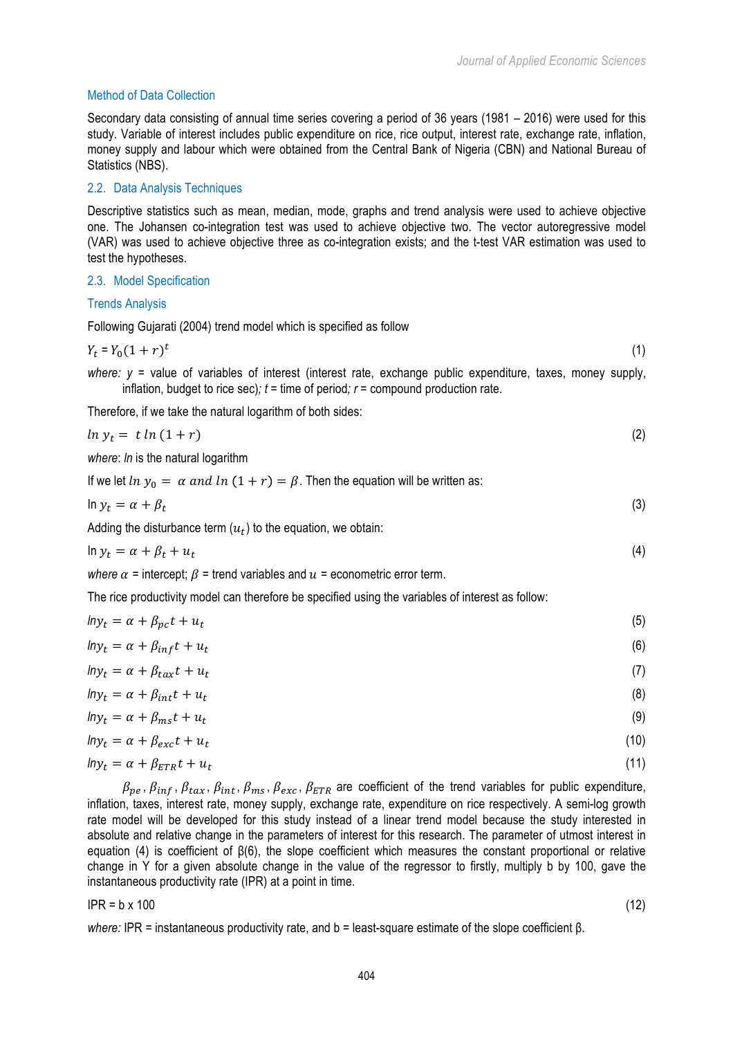### Method of Data Collection

Secondary data consisting of annual time series covering a period of 36 years (1981 – 2016) were used for this study. Variable of interest includes public expenditure on rice, rice output, interest rate, exchange rate, inflation, money supply and labour which were obtained from the Central Bank of Nigeria (CBN) and National Bureau of Statistics (NBS).

### 2.2. Data Analysis Techniques

Descriptive statistics such as mean, median, mode, graphs and trend analysis were used to achieve objective one. The Johansen co-integration test was used to achieve objective two. The vector autoregressive model (VAR) was used to achieve objective three as co-integration exists; and the t-test VAR estimation was used to test the hypotheses.

### 2.3. Model Specification

### Trends Analysis

Following Gujarati (2004) trend model which is specified as follow

$$Y_t = Y_0(1+r)^t \tag{1}$$

*where:* $y$ = value of variables of interest (interest rate, exchange public expenditure, taxes, money supply, inflation, budget to rice sec)*;* $t$ = time of period*;* $r$ = compound production rate.

Therefore, if we take the natural logarithm of both sides:

$$ln\ y_t = \ t\ ln\,(1+r) \tag{2}$$

*where*: *ln* is the natural logarithm

If we let $ln\ y_0 = \ \alpha\ and\ ln\,(1+r) = \beta$. Then the equation will be written as:

$$\text{In}\ y_t = \alpha + \beta_t \tag{3}$$

Adding the disturbance term ($u_t$) to the equation, we obtain:

$$\text{In}\ y_t = \alpha + \beta_t + u_t \tag{4}$$

*where* $\alpha$ = intercept; $\beta$ = trend variables and $u$ = econometric error term.

The rice productivity model can therefore be specified using the variables of interest as follow:

$$lny_t = \alpha + \beta_{pc}t + u_t \tag{5}$$

$$lny_t = \alpha + \beta_{inf}t + u_t \tag{6}$$

$$lny_t = \alpha + \beta_{tax}t + u_t \tag{7}$$

$$lny_t = \alpha + \beta_{int}t + u_t \tag{8}$$

$$lny_t = \alpha + \beta_{ms}t + u_t \tag{9}$$

$$lny_t = \alpha + \beta_{exc}t + u_t \tag{10}$$

$$lny_t = \alpha + \beta_{ETR}t + u_t \tag{11}$$

$\beta_{pe}$, $\beta_{inf}$, $\beta_{tax}$, $\beta_{int}$, $\beta_{ms}$, $\beta_{exc}$, $\beta_{ETR}$ are coefficient of the trend variables for public expenditure, inflation, taxes, interest rate, money supply, exchange rate, expenditure on rice respectively. A semi-log growth rate model will be developed for this study instead of a linear trend model because the study interested in absolute and relative change in the parameters of interest for this research. The parameter of utmost interest in equation (4) is coefficient of β(6), the slope coefficient which measures the constant proportional or relative change in Y for a given absolute change in the value of the regressor to firstly, multiply b by 100, gave the instantaneous productivity rate (IPR) at a point in time.

$$\text{IPR} = \text{b x 100} \tag{12}$$

*where:* IPR = instantaneous productivity rate, and b = least-square estimate of the slope coefficient β.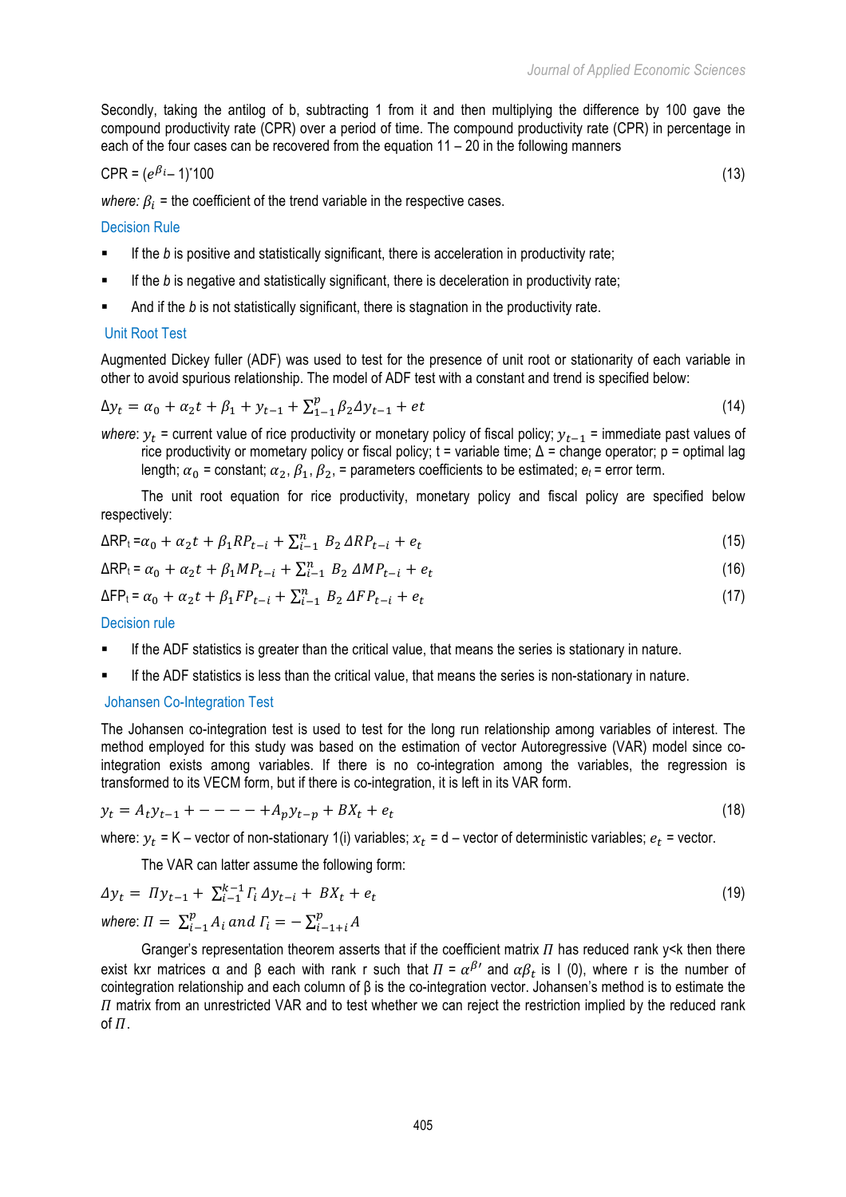Secondly, taking the antilog of b, subtracting 1 from it and then multiplying the difference by 100 gave the compound productivity rate (CPR) over a period of time. The compound productivity rate (CPR) in percentage in each of the four cases can be recovered from the equation 11 – 20 in the following manners

$$\text{CPR} = (e^{\beta_i} - 1)^{*}100 \tag{13}$$

*where:* $\beta_i$ = the coefficient of the trend variable in the respective cases.

### Decision Rule

- If the *b* is positive and statistically significant, there is acceleration in productivity rate;
- If the *b* is negative and statistically significant, there is deceleration in productivity rate;
- And if the *b* is not statistically significant, there is stagnation in the productivity rate.

### Unit Root Test

Augmented Dickey fuller (ADF) was used to test for the presence of unit root or stationarity of each variable in other to avoid spurious relationship. The model of ADF test with a constant and trend is specified below:

$$\Delta y_t = \alpha_0 + \alpha_2 t + \beta_1 + y_{t-1} + \sum_{1-1}^{p} \beta_2 \Delta y_{t-1} + et \tag{14}$$

*where*: $y_t$ = current value of rice productivity or monetary policy of fiscal policy; $y_{t-1}$ = immediate past values of rice productivity or monetary policy or fiscal policy; t = variable time; Δ = change operator; p = optimal lag length; $\alpha_0$ = constant; $\alpha_2, \beta_1, \beta_2$, = parameters coefficients to be estimated; $e_t$ = error term.

The unit root equation for rice productivity, monetary policy and fiscal policy are specified below respectively:

$$\Delta \text{RP}_t = \alpha_0 + \alpha_2 t + \beta_1 RP_{t-i} + \sum_{i-1}^{n} B_2\, \Delta RP_{t-i} + e_t \tag{15}$$

$$\Delta \text{RP}_t = \alpha_0 + \alpha_2 t + \beta_1 MP_{t-i} + \sum_{i-1}^{n} B_2\, \Delta MP_{t-i} + e_t \tag{16}$$

$$\Delta \text{FP}_t = \alpha_0 + \alpha_2 t + \beta_1 FP_{t-i} + \sum_{i-1}^{n} B_2\, \Delta FP_{t-i} + e_t \tag{17}$$

### Decision rule

- If the ADF statistics is greater than the critical value, that means the series is stationary in nature.
- If the ADF statistics is less than the critical value, that means the series is non-stationary in nature.

### Johansen Co-Integration Test

The Johansen co-integration test is used to test for the long run relationship among variables of interest. The method employed for this study was based on the estimation of vector Autoregressive (VAR) model since co-integration exists among variables. If there is no co-integration among the variables, the regression is transformed to its VECM form, but if there is co-integration, it is left in its VAR form.

$$y_t = A_t y_{t-1} + - - - - + A_p y_{t-p} + BX_t + e_t \tag{18}$$

where: $y_t$ = K – vector of non-stationary 1(i) variables; $x_t$ = d – vector of deterministic variables; $e_t$ = vector.

The VAR can latter assume the following form:

$$\Delta y_t = \Pi y_{t-1} + \sum_{i-1}^{k-1} \Gamma_i\, \Delta y_{t-i} + BX_t + e_t \tag{19}$$

*where*: $\Pi = \sum_{i-1}^{p} A_i \; and \; \Gamma_i = -\sum_{i-1+i}^{p} A$

Granger's representation theorem asserts that if the coefficient matrix $\Pi$ has reduced rank y<k then there exist kxr matrices α and β each with rank r such that $\Pi = \alpha^{\beta\prime}$ and $\alpha\beta_t$ is I (0), where r is the number of cointegration relationship and each column of β is the co-integration vector. Johansen's method is to estimate the $\Pi$ matrix from an unrestricted VAR and to test whether we can reject the restriction implied by the reduced rank of $\Pi$.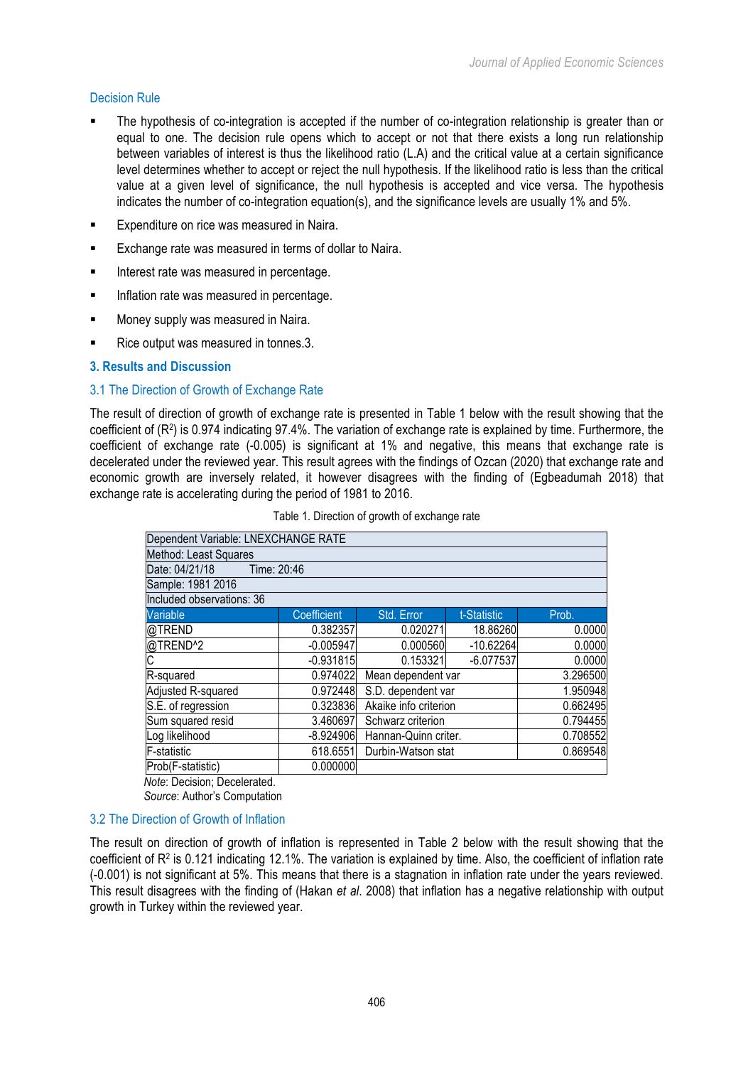### Decision Rule

- The hypothesis of co-integration is accepted if the number of co-integration relationship is greater than or equal to one. The decision rule opens which to accept or not that there exists a long run relationship between variables of interest is thus the likelihood ratio (L.A) and the critical value at a certain significance level determines whether to accept or reject the null hypothesis. If the likelihood ratio is less than the critical value at a given level of significance, the null hypothesis is accepted and vice versa. The hypothesis indicates the number of co-integration equation(s), and the significance levels are usually 1% and 5%.
- Expenditure on rice was measured in Naira.
- Exchange rate was measured in terms of dollar to Naira.
- Interest rate was measured in percentage.
- Inflation rate was measured in percentage.
- Money supply was measured in Naira.
- Rice output was measured in tonnes.3.

## 3. Results and Discussion

### 3.1 The Direction of Growth of Exchange Rate

The result of direction of growth of exchange rate is presented in Table 1 below with the result showing that the coefficient of ($R^2$) is 0.974 indicating 97.4%. The variation of exchange rate is explained by time. Furthermore, the coefficient of exchange rate (-0.005) is significant at 1% and negative, this means that exchange rate is decelerated under the reviewed year. This result agrees with the findings of Ozcan (2020) that exchange rate and economic growth are inversely related, it however disagrees with the finding of (Egbeadumah 2018) that exchange rate is accelerating during the period of 1981 to 2016.

Table 1. Direction of growth of exchange rate

| Dependent Variable: LNEXCHANGE RATE | | | | |
|---|---|---|---|---|
| Method: Least Squares | | | | |
| Date: 04/21/18 Time: 20:46 | | | | |
| Sample: 1981 2016 | | | | |
| Included observations: 36 | | | | |
| Variable | Coefficient | Std. Error | t-Statistic | Prob. |
| @TREND | 0.382357 | 0.020271 | 18.86260 | 0.0000 |
| @TREND^2 | -0.005947 | 0.000560 | -10.62264 | 0.0000 |
| C | -0.931815 | 0.153321 | -6.077537 | 0.0000 |
| R-squared | 0.974022 | Mean dependent var | | 3.296500 |
| Adjusted R-squared | 0.972448 | S.D. dependent var | | 1.950948 |
| S.E. of regression | 0.323836 | Akaike info criterion | | 0.662495 |
| Sum squared resid | 3.460697 | Schwarz criterion | | 0.794455 |
| Log likelihood | -8.924906 | Hannan-Quinn criter. | | 0.708552 |
| F-statistic | 618.6551 | Durbin-Watson stat | | 0.869548 |
| Prob(F-statistic) | 0.000000 | | | |

*Note*: Decision; Decelerated.
*Source*: Author's Computation

### 3.2 The Direction of Growth of Inflation

The result on direction of growth of inflation is represented in Table 2 below with the result showing that the coefficient of $R^2$ is 0.121 indicating 12.1%. The variation is explained by time. Also, the coefficient of inflation rate (-0.001) is not significant at 5%. This means that there is a stagnation in inflation rate under the years reviewed. This result disagrees with the finding of (Hakan *et al*. 2008) that inflation has a negative relationship with output growth in Turkey within the reviewed year.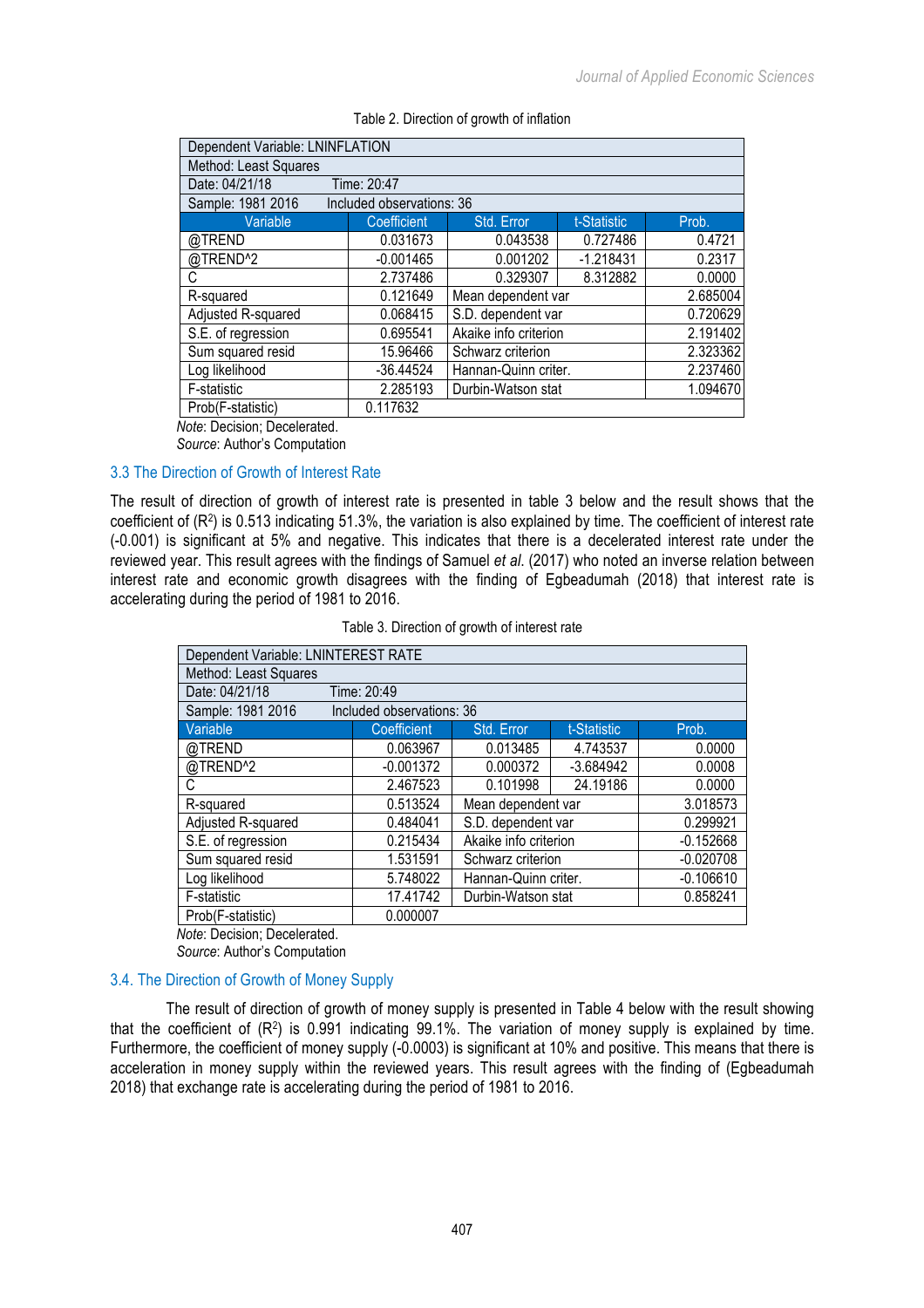Table 2. Direction of growth of inflation

| Dependent Variable: LNINFLATION | | | | |
|---|---|---|---|---|
| Method: Least Squares | | | | |
| Date: 04/21/18 Time: 20:47 | | | | |
| Sample: 1981 2016 Included observations: 36 | | | | |
| Variable | Coefficient | Std. Error | t-Statistic | Prob. |
| @TREND | 0.031673 | 0.043538 | 0.727486 | 0.4721 |
| @TREND^2 | -0.001465 | 0.001202 | -1.218431 | 0.2317 |
| C | 2.737486 | 0.329307 | 8.312882 | 0.0000 |
| R-squared | 0.121649 | Mean dependent var | | 2.685004 |
| Adjusted R-squared | 0.068415 | S.D. dependent var | | 0.720629 |
| S.E. of regression | 0.695541 | Akaike info criterion | | 2.191402 |
| Sum squared resid | 15.96466 | Schwarz criterion | | 2.323362 |
| Log likelihood | -36.44524 | Hannan-Quinn criter. | | 2.237460 |
| F-statistic | 2.285193 | Durbin-Watson stat | | 1.094670 |
| Prob(F-statistic) | 0.117632 | | | |

*Note*: Decision; Decelerated.
*Source*: Author's Computation

### 3.3 The Direction of Growth of Interest Rate

The result of direction of growth of interest rate is presented in table 3 below and the result shows that the coefficient of ($R^2$) is 0.513 indicating 51.3%, the variation is also explained by time. The coefficient of interest rate (-0.001) is significant at 5% and negative. This indicates that there is a decelerated interest rate under the reviewed year. This result agrees with the findings of Samuel *et al*. (2017) who noted an inverse relation between interest rate and economic growth disagrees with the finding of Egbeadumah (2018) that interest rate is accelerating during the period of 1981 to 2016.

Table 3. Direction of growth of interest rate

| Dependent Variable: LNINTEREST RATE | | | | |
|---|---|---|---|---|
| Method: Least Squares | | | | |
| Date: 04/21/18 Time: 20:49 | | | | |
| Sample: 1981 2016 Included observations: 36 | | | | |
| Variable | Coefficient | Std. Error | t-Statistic | Prob. |
| @TREND | 0.063967 | 0.013485 | 4.743537 | 0.0000 |
| @TREND^2 | -0.001372 | 0.000372 | -3.684942 | 0.0008 |
| C | 2.467523 | 0.101998 | 24.19186 | 0.0000 |
| R-squared | 0.513524 | Mean dependent var | | 3.018573 |
| Adjusted R-squared | 0.484041 | S.D. dependent var | | 0.299921 |
| S.E. of regression | 0.215434 | Akaike info criterion | | -0.152668 |
| Sum squared resid | 1.531591 | Schwarz criterion | | -0.020708 |
| Log likelihood | 5.748022 | Hannan-Quinn criter. | | -0.106610 |
| F-statistic | 17.41742 | Durbin-Watson stat | | 0.858241 |
| Prob(F-statistic) | 0.000007 | | | |

*Note*: Decision; Decelerated.
*Source*: Author's Computation

### 3.4. The Direction of Growth of Money Supply

The result of direction of growth of money supply is presented in Table 4 below with the result showing that the coefficient of ($R^2$) is 0.991 indicating 99.1%. The variation of money supply is explained by time. Furthermore, the coefficient of money supply (-0.0003) is significant at 10% and positive. This means that there is acceleration in money supply within the reviewed years. This result agrees with the finding of (Egbeadumah 2018) that exchange rate is accelerating during the period of 1981 to 2016.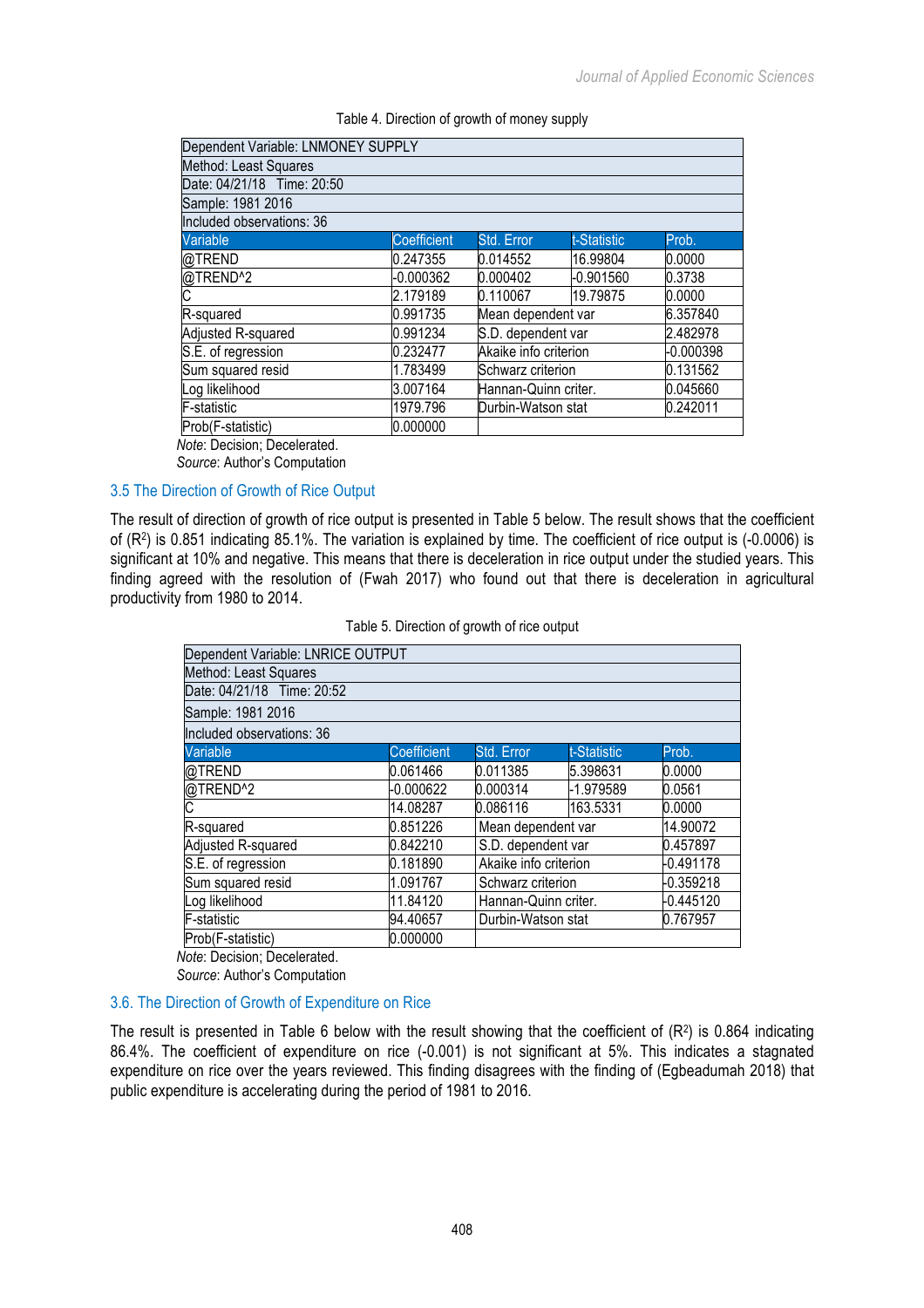Table 4. Direction of growth of money supply

| Dependent Variable: LNMONEY SUPPLY | | | | |
|---|---|---|---|---|
| Method: Least Squares | | | | |
| Date: 04/21/18 Time: 20:50 | | | | |
| Sample: 1981 2016 | | | | |
| Included observations: 36 | | | | |
| Variable | Coefficient | Std. Error | t-Statistic | Prob. |
| @TREND | 0.247355 | 0.014552 | 16.99804 | 0.0000 |
| @TREND^2 | -0.000362 | 0.000402 | -0.901560 | 0.3738 |
| C | 2.179189 | 0.110067 | 19.79875 | 0.0000 |
| R-squared | 0.991735 | Mean dependent var | | 6.357840 |
| Adjusted R-squared | 0.991234 | S.D. dependent var | | 2.482978 |
| S.E. of regression | 0.232477 | Akaike info criterion | | -0.000398 |
| Sum squared resid | 1.783499 | Schwarz criterion | | 0.131562 |
| Log likelihood | 3.007164 | Hannan-Quinn criter. | | 0.045660 |
| F-statistic | 1979.796 | Durbin-Watson stat | | 0.242011 |
| Prob(F-statistic) | 0.000000 | | | |

*Note*: Decision; Decelerated.
*Source*: Author's Computation

### 3.5 The Direction of Growth of Rice Output

The result of direction of growth of rice output is presented in Table 5 below. The result shows that the coefficient of ($R^2$) is 0.851 indicating 85.1%. The variation is explained by time. The coefficient of rice output is (-0.0006) is significant at 10% and negative. This means that there is deceleration in rice output under the studied years. This finding agreed with the resolution of (Fwah 2017) who found out that there is deceleration in agricultural productivity from 1980 to 2014.

Table 5. Direction of growth of rice output

| Dependent Variable: LNRICE OUTPUT | | | | |
|---|---|---|---|---|
| Method: Least Squares | | | | |
| Date: 04/21/18 Time: 20:52 | | | | |
| Sample: 1981 2016 | | | | |
| Included observations: 36 | | | | |
| Variable | Coefficient | Std. Error | t-Statistic | Prob. |
| @TREND | 0.061466 | 0.011385 | 5.398631 | 0.0000 |
| @TREND^2 | -0.000622 | 0.000314 | -1.979589 | 0.0561 |
| C | 14.08287 | 0.086116 | 163.5331 | 0.0000 |
| R-squared | 0.851226 | Mean dependent var | | 14.90072 |
| Adjusted R-squared | 0.842210 | S.D. dependent var | | 0.457897 |
| S.E. of regression | 0.181890 | Akaike info criterion | | -0.491178 |
| Sum squared resid | 1.091767 | Schwarz criterion | | -0.359218 |
| Log likelihood | 11.84120 | Hannan-Quinn criter. | | -0.445120 |
| F-statistic | 94.40657 | Durbin-Watson stat | | 0.767957 |
| Prob(F-statistic) | 0.000000 | | | |

*Note*: Decision; Decelerated.
*Source*: Author's Computation

### 3.6. The Direction of Growth of Expenditure on Rice

The result is presented in Table 6 below with the result showing that the coefficient of ($R^2$) is 0.864 indicating 86.4%. The coefficient of expenditure on rice (-0.001) is not significant at 5%. This indicates a stagnated expenditure on rice over the years reviewed. This finding disagrees with the finding of (Egbeadumah 2018) that public expenditure is accelerating during the period of 1981 to 2016.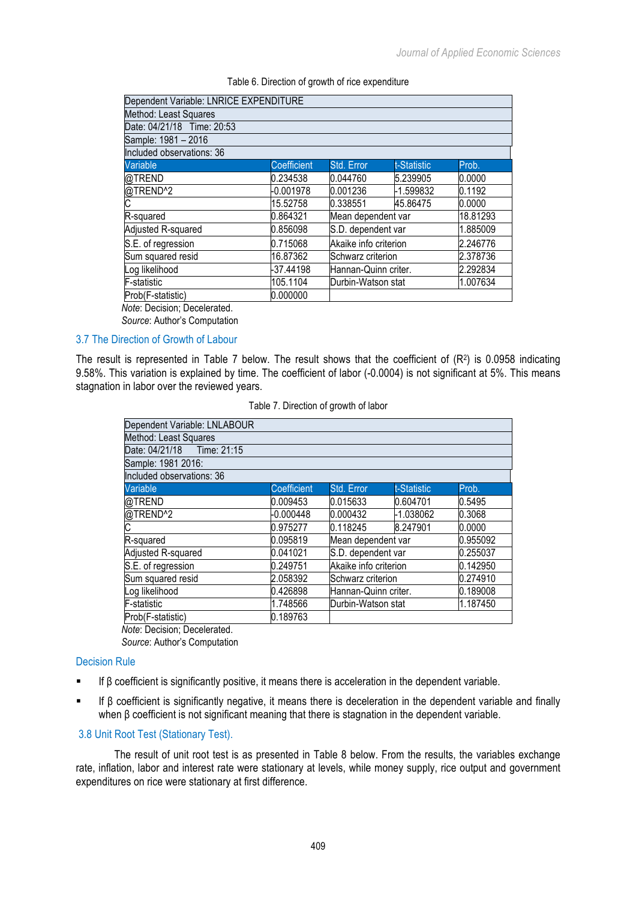Table 6. Direction of growth of rice expenditure

| Dependent Variable: LNRICE EXPENDITURE | | | | |
|---|---|---|---|---|
| Method: Least Squares | | | | |
| Date: 04/21/18 Time: 20:53 | | | | |
| Sample: 1981 – 2016 | | | | |
| Included observations: 36 | | | | |
| Variable | Coefficient | Std. Error | t-Statistic | Prob. |
| @TREND | 0.234538 | 0.044760 | 5.239905 | 0.0000 |
| @TREND^2 | -0.001978 | 0.001236 | -1.599832 | 0.1192 |
| C | 15.52758 | 0.338551 | 45.86475 | 0.0000 |
| R-squared | 0.864321 | Mean dependent var | | 18.81293 |
| Adjusted R-squared | 0.856098 | S.D. dependent var | | 1.885009 |
| S.E. of regression | 0.715068 | Akaike info criterion | | 2.246776 |
| Sum squared resid | 16.87362 | Schwarz criterion | | 2.378736 |
| Log likelihood | -37.44198 | Hannan-Quinn criter. | | 2.292834 |
| F-statistic | 105.1104 | Durbin-Watson stat | | 1.007634 |
| Prob(F-statistic) | 0.000000 | | | |

*Note*: Decision; Decelerated.
*Source*: Author's Computation

### 3.7 The Direction of Growth of Labour

The result is represented in Table 7 below. The result shows that the coefficient of ($R^2$) is 0.0958 indicating 9.58%. This variation is explained by time. The coefficient of labor (-0.0004) is not significant at 5%. This means stagnation in labor over the reviewed years.

Table 7. Direction of growth of labor

| Dependent Variable: LNLABOUR | | | | |
|---|---|---|---|---|
| Method: Least Squares | | | | |
| Date: 04/21/18 Time: 21:15 | | | | |
| Sample: 1981 2016: | | | | |
| Included observations: 36 | | | | |
| Variable | Coefficient | Std. Error | t-Statistic | Prob. |
| @TREND | 0.009453 | 0.015633 | 0.604701 | 0.5495 |
| @TREND^2 | -0.000448 | 0.000432 | -1.038062 | 0.3068 |
| C | 0.975277 | 0.118245 | 8.247901 | 0.0000 |
| R-squared | 0.095819 | Mean dependent var | | 0.955092 |
| Adjusted R-squared | 0.041021 | S.D. dependent var | | 0.255037 |
| S.E. of regression | 0.249751 | Akaike info criterion | | 0.142950 |
| Sum squared resid | 2.058392 | Schwarz criterion | | 0.274910 |
| Log likelihood | 0.426898 | Hannan-Quinn criter. | | 0.189008 |
| F-statistic | 1.748566 | Durbin-Watson stat | | 1.187450 |
| Prob(F-statistic) | 0.189763 | | | |

*Note*: Decision; Decelerated.
*Source*: Author's Computation

### Decision Rule

- If β coefficient is significantly positive, it means there is acceleration in the dependent variable.
- If β coefficient is significantly negative, it means there is deceleration in the dependent variable and finally when β coefficient is not significant meaning that there is stagnation in the dependent variable.

### 3.8 Unit Root Test (Stationary Test).

The result of unit root test is as presented in Table 8 below. From the results, the variables exchange rate, inflation, labor and interest rate were stationary at levels, while money supply, rice output and government expenditures on rice were stationary at first difference.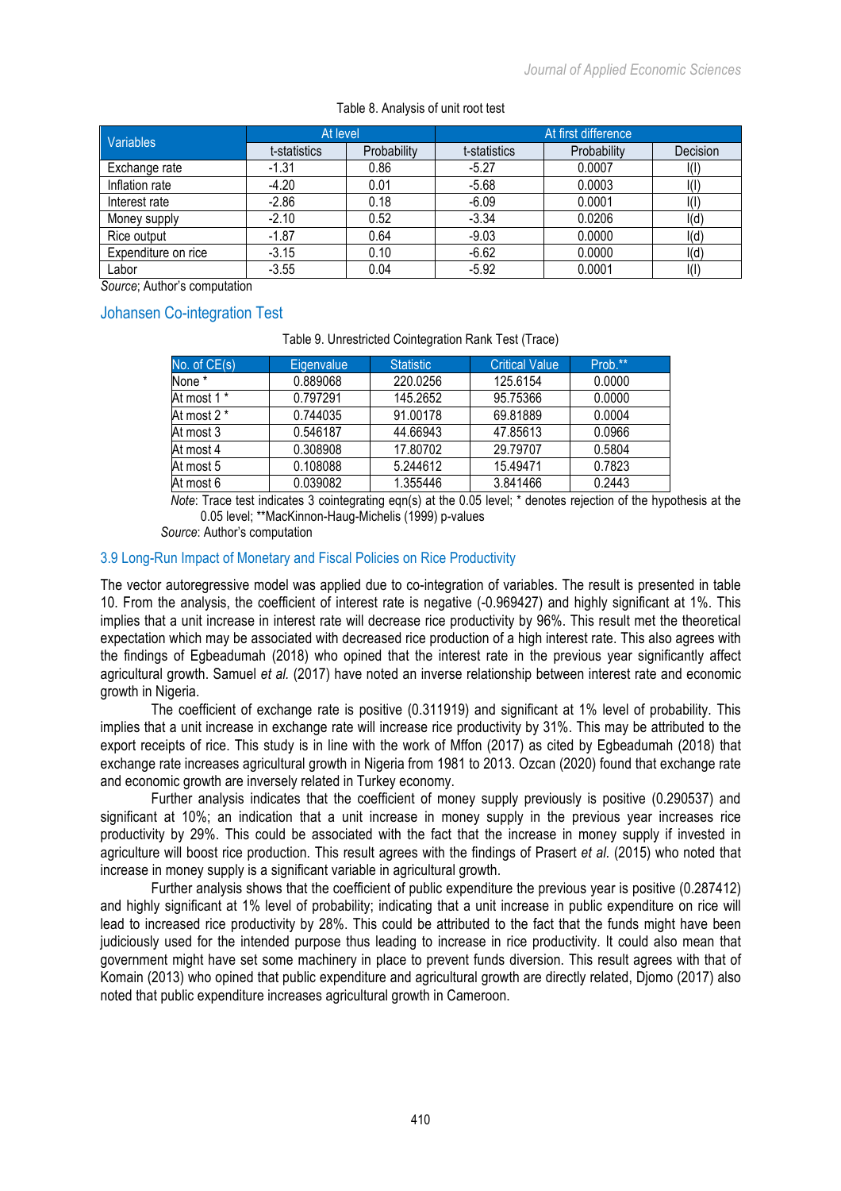Table 8. Analysis of unit root test

| Variables | At level | | At first difference | | |
|---|---|---|---|---|---|
| | t-statistics | Probability | t-statistics | Probability | Decision |
| Exchange rate | -1.31 | 0.86 | -5.27 | 0.0007 | I(I) |
| Inflation rate | -4.20 | 0.01 | -5.68 | 0.0003 | I(I) |
| Interest rate | -2.86 | 0.18 | -6.09 | 0.0001 | I(I) |
| Money supply | -2.10 | 0.52 | -3.34 | 0.0206 | I(d) |
| Rice output | -1.87 | 0.64 | -9.03 | 0.0000 | I(d) |
| Expenditure on rice | -3.15 | 0.10 | -6.62 | 0.0000 | I(d) |
| Labor | -3.55 | 0.04 | -5.92 | 0.0001 | I(I) |

*Source*; Author's computation

## Johansen Co-integration Test

Table 9. Unrestricted Cointegration Rank Test (Trace)

| No. of CE(s) | Eigenvalue | Statistic | Critical Value | Prob.** |
|---|---|---|---|---|
| None * | 0.889068 | 220.0256 | 125.6154 | 0.0000 |
| At most 1 * | 0.797291 | 145.2652 | 95.75366 | 0.0000 |
| At most 2 * | 0.744035 | 91.00178 | 69.81889 | 0.0004 |
| At most 3 | 0.546187 | 44.66943 | 47.85613 | 0.0966 |
| At most 4 | 0.308908 | 17.80702 | 29.79707 | 0.5804 |
| At most 5 | 0.108088 | 5.244612 | 15.49471 | 0.7823 |
| At most 6 | 0.039082 | 1.355446 | 3.841466 | 0.2443 |

*Note*: Trace test indicates 3 cointegrating eqn(s) at the 0.05 level; * denotes rejection of the hypothesis at the 0.05 level; **MacKinnon-Haug-Michelis (1999) p-values

*Source*: Author's computation

### 3.9 Long-Run Impact of Monetary and Fiscal Policies on Rice Productivity

The vector autoregressive model was applied due to co-integration of variables. The result is presented in table 10. From the analysis, the coefficient of interest rate is negative (-0.969427) and highly significant at 1%. This implies that a unit increase in interest rate will decrease rice productivity by 96%. This result met the theoretical expectation which may be associated with decreased rice production of a high interest rate. This also agrees with the findings of Egbeadumah (2018) who opined that the interest rate in the previous year significantly affect agricultural growth. Samuel *et al.* (2017) have noted an inverse relationship between interest rate and economic growth in Nigeria.

The coefficient of exchange rate is positive (0.311919) and significant at 1% level of probability. This implies that a unit increase in exchange rate will increase rice productivity by 31%. This may be attributed to the export receipts of rice. This study is in line with the work of Mffon (2017) as cited by Egbeadumah (2018) that exchange rate increases agricultural growth in Nigeria from 1981 to 2013. Ozcan (2020) found that exchange rate and economic growth are inversely related in Turkey economy.

Further analysis indicates that the coefficient of money supply previously is positive (0.290537) and significant at 10%; an indication that a unit increase in money supply in the previous year increases rice productivity by 29%. This could be associated with the fact that the increase in money supply if invested in agriculture will boost rice production. This result agrees with the findings of Prasert *et al.* (2015) who noted that increase in money supply is a significant variable in agricultural growth.

Further analysis shows that the coefficient of public expenditure the previous year is positive (0.287412) and highly significant at 1% level of probability; indicating that a unit increase in public expenditure on rice will lead to increased rice productivity by 28%. This could be attributed to the fact that the funds might have been judiciously used for the intended purpose thus leading to increase in rice productivity. It could also mean that government might have set some machinery in place to prevent funds diversion. This result agrees with that of Komain (2013) who opined that public expenditure and agricultural growth are directly related, Djomo (2017) also noted that public expenditure increases agricultural growth in Cameroon.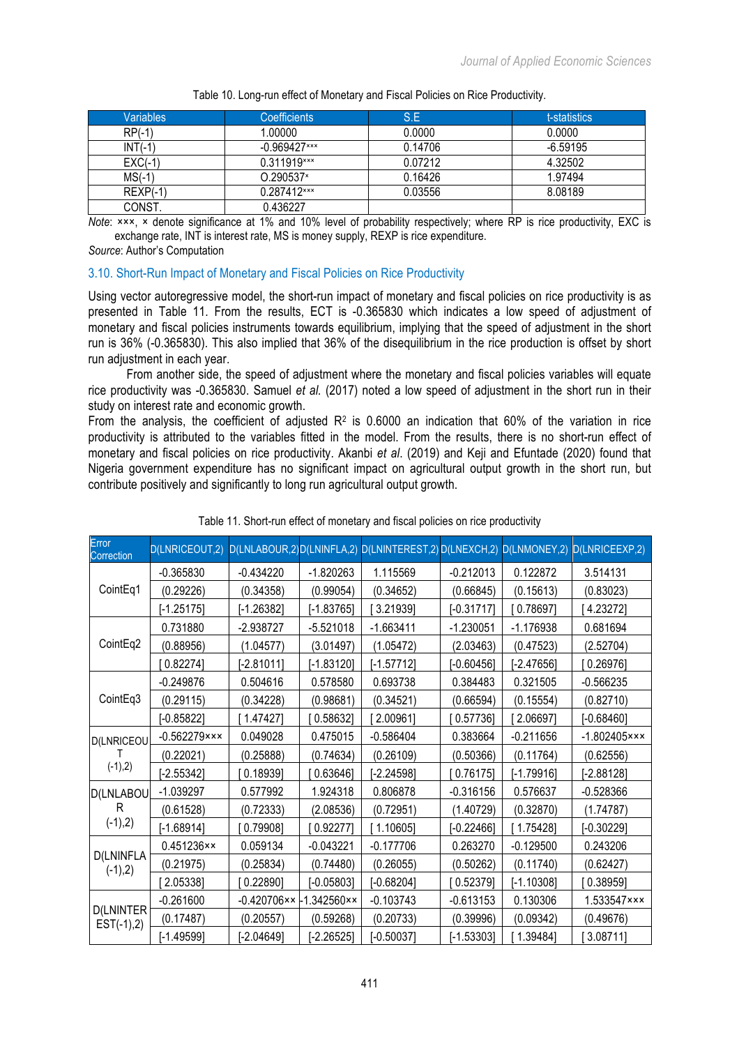Table 10. Long-run effect of Monetary and Fiscal Policies on Rice Productivity.

| Variables | Coefficients | S.E | t-statistics |
|---|---|---|---|
| RP(-1) | 1.00000 | 0.0000 | 0.0000 |
| INT(-1) | -0.969427××× | 0.14706 | -6.59195 |
| EXC(-1) | 0.311919××× | 0.07212 | 4.32502 |
| MS(-1) | O.290537× | 0.16426 | 1.97494 |
| REXP(-1) | 0.287412××× | 0.03556 | 8.08189 |
| CONST. | 0.436227 | | |

*Note*: ×××, × denote significance at 1% and 10% level of probability respectively; where RP is rice productivity, EXC is exchange rate, INT is interest rate, MS is money supply, REXP is rice expenditure.

*Source*: Author's Computation

### 3.10. Short-Run Impact of Monetary and Fiscal Policies on Rice Productivity

Using vector autoregressive model, the short-run impact of monetary and fiscal policies on rice productivity is as presented in Table 11. From the results, ECT is -0.365830 which indicates a low speed of adjustment of monetary and fiscal policies instruments towards equilibrium, implying that the speed of adjustment in the short run is 36% (-0.365830). This also implied that 36% of the disequilibrium in the rice production is offset by short run adjustment in each year.

From another side, the speed of adjustment where the monetary and fiscal policies variables will equate rice productivity was -0.365830. Samuel *et al.* (2017) noted a low speed of adjustment in the short run in their study on interest rate and economic growth.

From the analysis, the coefficient of adjusted $R^2$ is 0.6000 an indication that 60% of the variation in rice productivity is attributed to the variables fitted in the model. From the results, there is no short-run effect of monetary and fiscal policies on rice productivity. Akanbi *et al.* (2019) and Keji and Efuntade (2020) found that Nigeria government expenditure has no significant impact on agricultural output growth in the short run, but contribute positively and significantly to long run agricultural output growth.

Table 11. Short-run effect of monetary and fiscal policies on rice productivity

| Error Correction | D(LNRICEOUT,2) | D(LNLABOUR,2) | D(LNINFLA,2) | D(LNINTEREST,2) | D(LNEXCH,2) | D(LNMONEY,2) | D(LNRICEEXP,2) |
|---|---|---|---|---|---|---|---|
| CointEq1 | -0.365830 | -0.434220 | -1.820263 | 1.115569 | -0.212013 | 0.122872 | 3.514131 |
| | (0.29226) | (0.34358) | (0.99054) | (0.34652) | (0.66845) | (0.15613) | (0.83023) |
| | [-1.25175] | [-1.26382] | [-1.83765] | [ 3.21939] | [-0.31717] | [ 0.78697] | [ 4.23272] |
| CointEq2 | 0.731880 | -2.938727 | -5.521018 | -1.663411 | -1.230051 | -1.176938 | 0.681694 |
| | (0.88956) | (1.04577) | (3.01497) | (1.05472) | (2.03463) | (0.47523) | (2.52704) |
| | [ 0.82274] | [-2.81011] | [-1.83120] | [-1.57712] | [-0.60456] | [-2.47656] | [ 0.26976] |
| CointEq3 | -0.249876 | 0.504616 | 0.578580 | 0.693738 | 0.384483 | 0.321505 | -0.566235 |
| | (0.29115) | (0.34228) | (0.98681) | (0.34521) | (0.66594) | (0.15554) | (0.82710) |
| | [-0.85822] | [ 1.47427] | [ 0.58632] | [ 2.00961] | [ 0.57736] | [ 2.06697] | [-0.68460] |
| D(LNRICEOUT (-1),2) | -0.562279××× | 0.049028 | 0.475015 | -0.586404 | 0.383664 | -0.211656 | -1.802405××× |
| | (0.22021) | (0.25888) | (0.74634) | (0.26109) | (0.50366) | (0.11764) | (0.62556) |
| | [-2.55342] | [ 0.18939] | [ 0.63646] | [-2.24598] | [ 0.76175] | [-1.79916] | [-2.88128] |
| D(LNLABOUR (-1),2) | -1.039297 | 0.577992 | 1.924318 | 0.806878 | -0.316156 | 0.576637 | -0.528366 |
| | (0.61528) | (0.72333) | (2.08536) | (0.72951) | (1.40729) | (0.32870) | (1.74787) |
| | [-1.68914] | [ 0.79908] | [ 0.92277] | [ 1.10605] | [-0.22466] | [ 1.75428] | [-0.30229] |
| D(LNINFLA (-1),2) | 0.451236×× | 0.059134 | -0.043221 | -0.177706 | 0.263270 | -0.129500 | 0.243206 |
| | (0.21975) | (0.25834) | (0.74480) | (0.26055) | (0.50262) | (0.11740) | (0.62427) |
| | [ 2.05338] | [ 0.22890] | [-0.05803] | [-0.68204] | [ 0.52379] | [-1.10308] | [ 0.38959] |
| D(LNINTEREST(-1),2) | -0.261600 | -0.420706×× | -1.342560×× | -0.103743 | -0.613153 | 0.130306 | 1.533547××× |
| | (0.17487) | (0.20557) | (0.59268) | (0.20733) | (0.39996) | (0.09342) | (0.49676) |
| | [-1.49599] | [-2.04649] | [-2.26525] | [-0.50037] | [-1.53303] | [ 1.39484] | [ 3.08711] |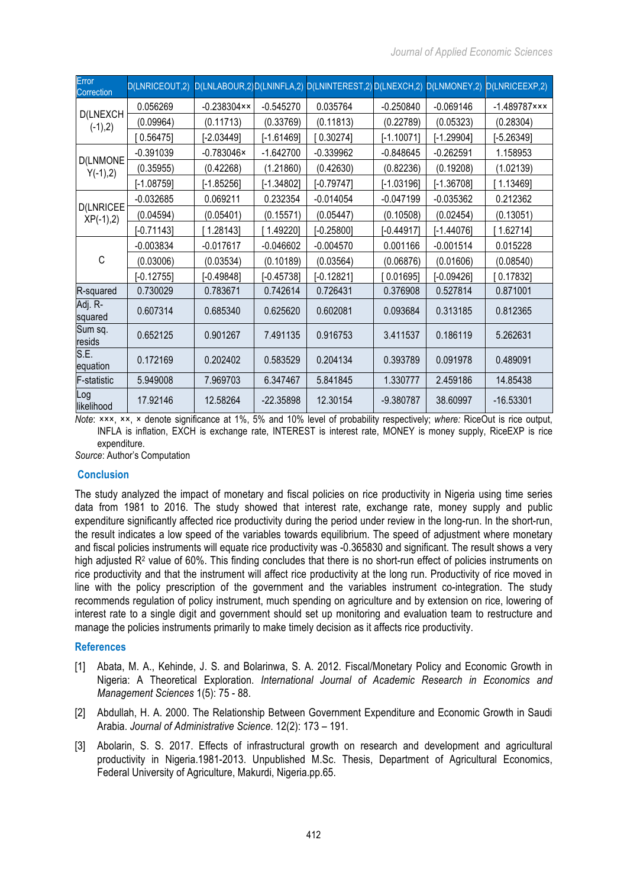| Error Correction | D(LNRICEOUT,2) | D(LNLABOUR,2) | D(LNINFLA,2) | D(LNINTEREST,2) | D(LNEXCH,2) | D(LNMONEY,2) | D(LNRICEEXP,2) |
|---|---|---|---|---|---|---|---|
| D(LNEXCH(-1),2) | 0.056269 | -0.238304×× | -0.545270 | 0.035764 | -0.250840 | -0.069146 | -1.489787××× |
| | (0.09964) | (0.11713) | (0.33769) | (0.11813) | (0.22789) | (0.05323) | (0.28304) |
| | [ 0.56475] | [-2.03449] | [-1.61469] | [ 0.30274] | [-1.10071] | [-1.29904] | [-5.26349] |
| D(LNMONEY(-1),2) | -0.391039 | -0.783046× | -1.642700 | -0.339962 | -0.848645 | -0.262591 | 1.158953 |
| | (0.35955) | (0.42268) | (1.21860) | (0.42630) | (0.82236) | (0.19208) | (1.02139) |
| | [-1.08759] | [-1.85256] | [-1.34802] | [-0.79747] | [-1.03196] | [-1.36708] | [ 1.13469] |
| D(LNRICEEXP(-1),2) | -0.032685 | 0.069211 | 0.232354 | -0.014054 | -0.047199 | -0.035362 | 0.212362 |
| | (0.04594) | (0.05401) | (0.15571) | (0.05447) | (0.10508) | (0.02454) | (0.13051) |
| | [-0.71143] | [ 1.28143] | [ 1.49220] | [-0.25800] | [-0.44917] | [-1.44076] | [ 1.62714] |
| C | -0.003834 | -0.017617 | -0.046602 | -0.004570 | 0.001166 | -0.001514 | 0.015228 |
| | (0.03006) | (0.03534) | (0.10189) | (0.03564) | (0.06876) | (0.01606) | (0.08540) |
| | [-0.12755] | [-0.49848] | [-0.45738] | [-0.12821] | [ 0.01695] | [-0.09426] | [ 0.17832] |
| R-squared | 0.730029 | 0.783671 | 0.742614 | 0.726431 | 0.376908 | 0.527814 | 0.871001 |
| Adj. R-squared | 0.607314 | 0.685340 | 0.625620 | 0.602081 | 0.093684 | 0.313185 | 0.812365 |
| Sum sq. resids | 0.652125 | 0.901267 | 7.491135 | 0.916753 | 3.411537 | 0.186119 | 5.262631 |
| S.E. equation | 0.172169 | 0.202402 | 0.583529 | 0.204134 | 0.393789 | 0.091978 | 0.489091 |
| F-statistic | 5.949008 | 7.969703 | 6.347467 | 5.841845 | 1.330777 | 2.459186 | 14.85438 |
| Log likelihood | 17.92146 | 12.58264 | -22.35898 | 12.30154 | -9.380787 | 38.60997 | -16.53301 |

*Note*: ×××, ××, × denote significance at 1%, 5% and 10% level of probability respectively; *where:* RiceOut is rice output, INFLA is inflation, EXCH is exchange rate, INTEREST is interest rate, MONEY is money supply, RiceEXP is rice expenditure.

*Source*: Author's Computation

## Conclusion

The study analyzed the impact of monetary and fiscal policies on rice productivity in Nigeria using time series data from 1981 to 2016. The study showed that interest rate, exchange rate, money supply and public expenditure significantly affected rice productivity during the period under review in the long-run. In the short-run, the result indicates a low speed of the variables towards equilibrium. The speed of adjustment where monetary and fiscal policies instruments will equate rice productivity was -0.365830 and significant. The result shows a very high adjusted $R^2$ value of 60%. This finding concludes that there is no short-run effect of policies instruments on rice productivity and that the instrument will affect rice productivity at the long run. Productivity of rice moved in line with the policy prescription of the government and the variables instrument co-integration. The study recommends regulation of policy instrument, much spending on agriculture and by extension on rice, lowering of interest rate to a single digit and government should set up monitoring and evaluation team to restructure and manage the policies instruments primarily to make timely decision as it affects rice productivity.

## References

[1] Abata, M. A., Kehinde, J. S. and Bolarinwa, S. A. 2012. Fiscal/Monetary Policy and Economic Growth in Nigeria: A Theoretical Exploration. *International Journal of Academic Research in Economics and Management Sciences* 1(5): 75 - 88.

[2] Abdullah, H. A. 2000. The Relationship Between Government Expenditure and Economic Growth in Saudi Arabia. *Journal of Administrative Science*. 12(2): 173 – 191.

[3] Abolarin, S. S. 2017. Effects of infrastructural growth on research and development and agricultural productivity in Nigeria.1981-2013. Unpublished M.Sc. Thesis, Department of Agricultural Economics, Federal University of Agriculture, Makurdi, Nigeria.pp.65.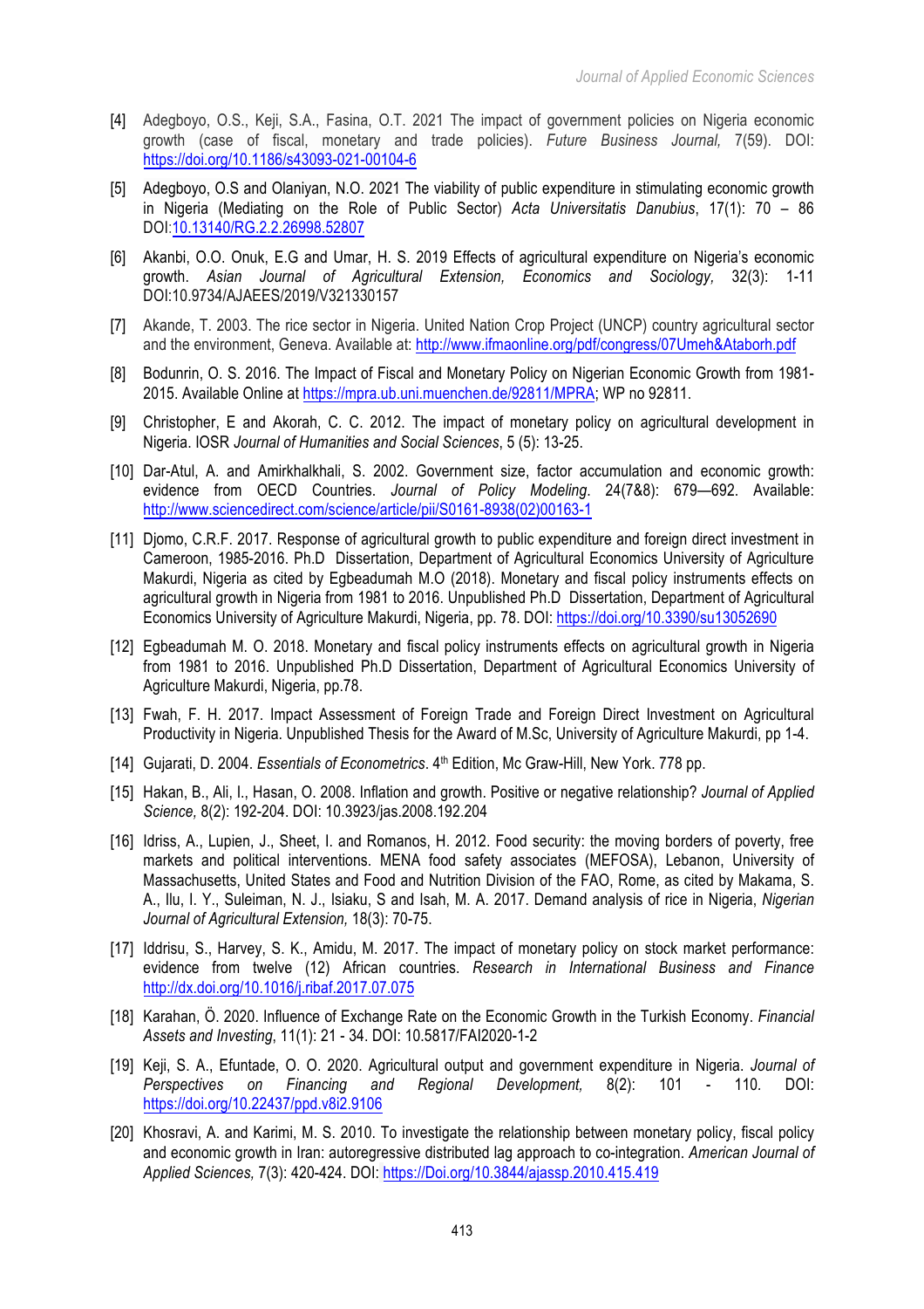[4] Adegboyo, O.S., Keji, S.A., Fasina, O.T. 2021 The impact of government policies on Nigeria economic growth (case of fiscal, monetary and trade policies). *Future Business Journal,* 7(59). DOI: https://doi.org/10.1186/s43093-021-00104-6

[5] Adegboyo, O.S and Olaniyan, N.O. 2021 The viability of public expenditure in stimulating economic growth in Nigeria (Mediating on the Role of Public Sector) *Acta Universitatis Danubius*, 17(1): 70 – 86 DOI:10.13140/RG.2.2.26998.52807

[6] Akanbi, O.O. Onuk, E.G and Umar, H. S. 2019 Effects of agricultural expenditure on Nigeria's economic growth. *Asian Journal of Agricultural Extension, Economics and Sociology,* 32(3): 1-11 DOI:10.9734/AJAEES/2019/V321330157

[7] Akande, T. 2003. The rice sector in Nigeria. United Nation Crop Project (UNCP) country agricultural sector and the environment, Geneva. Available at: http://www.ifmaonline.org/pdf/congress/07Umeh&Ataborh.pdf

[8] Bodunrin, O. S. 2016. The Impact of Fiscal and Monetary Policy on Nigerian Economic Growth from 1981-2015. Available Online at https://mpra.ub.uni.muenchen.de/92811/MPRA; WP no 92811.

[9] Christopher, E and Akorah, C. C. 2012. The impact of monetary policy on agricultural development in Nigeria. IOSR *Journal of Humanities and Social Sciences*, 5 (5): 13-25.

[10] Dar-Atul, A. and Amirkhalkhali, S. 2002. Government size, factor accumulation and economic growth: evidence from OECD Countries. *Journal of Policy Modeling*. 24(7&8): 679—692. Available: http://www.sciencedirect.com/science/article/pii/S0161-8938(02)00163-1

[11] Djomo, C.R.F. 2017. Response of agricultural growth to public expenditure and foreign direct investment in Cameroon, 1985-2016. Ph.D Dissertation, Department of Agricultural Economics University of Agriculture Makurdi, Nigeria as cited by Egbeadumah M.O (2018). Monetary and fiscal policy instruments effects on agricultural growth in Nigeria from 1981 to 2016. Unpublished Ph.D Dissertation, Department of Agricultural Economics University of Agriculture Makurdi, Nigeria, pp. 78. DOI: https://doi.org/10.3390/su13052690

[12] Egbeadumah M. O. 2018. Monetary and fiscal policy instruments effects on agricultural growth in Nigeria from 1981 to 2016. Unpublished Ph.D Dissertation, Department of Agricultural Economics University of Agriculture Makurdi, Nigeria, pp.78.

[13] Fwah, F. H. 2017. Impact Assessment of Foreign Trade and Foreign Direct Investment on Agricultural Productivity in Nigeria. Unpublished Thesis for the Award of M.Sc, University of Agriculture Makurdi, pp 1-4.

[14] Gujarati, D. 2004. *Essentials of Econometrics*. 4th Edition, Mc Graw-Hill, New York. 778 pp.

[15] Hakan, B., Ali, I., Hasan, O. 2008. Inflation and growth. Positive or negative relationship? *Journal of Applied Science,* 8(2): 192-204. DOI: 10.3923/jas.2008.192.204

[16] Idriss, A., Lupien, J., Sheet, I. and Romanos, H. 2012. Food security: the moving borders of poverty, free markets and political interventions. MENA food safety associates (MEFOSA), Lebanon, University of Massachusetts, United States and Food and Nutrition Division of the FAO, Rome, as cited by Makama, S. A., Ilu, I. Y., Suleiman, N. J., Isiaku, S and Isah, M. A. 2017. Demand analysis of rice in Nigeria, *Nigerian Journal of Agricultural Extension,* 18(3): 70-75.

[17] Iddrisu, S., Harvey, S. K., Amidu, M. 2017. The impact of monetary policy on stock market performance: evidence from twelve (12) African countries. *Research in International Business and Finance* http://dx.doi.org/10.1016/j.ribaf.2017.07.075

[18] Karahan, Ö. 2020. Influence of Exchange Rate on the Economic Growth in the Turkish Economy. *Financial Assets and Investing*, 11(1): 21 - 34. DOI: 10.5817/FAI2020-1-2

[19] Keji, S. A., Efuntade, O. O. 2020. Agricultural output and government expenditure in Nigeria. *Journal of Perspectives on Financing and Regional Development,* 8(2): 101 - 110. DOI: https://doi.org/10.22437/ppd.v8i2.9106

[20] Khosravi, A. and Karimi, M. S. 2010. To investigate the relationship between monetary policy, fiscal policy and economic growth in Iran: autoregressive distributed lag approach to co-integration. *American Journal of Applied Sciences,* 7(3): 420-424. DOI: https://Doi.org/10.3844/ajassp.2010.415.419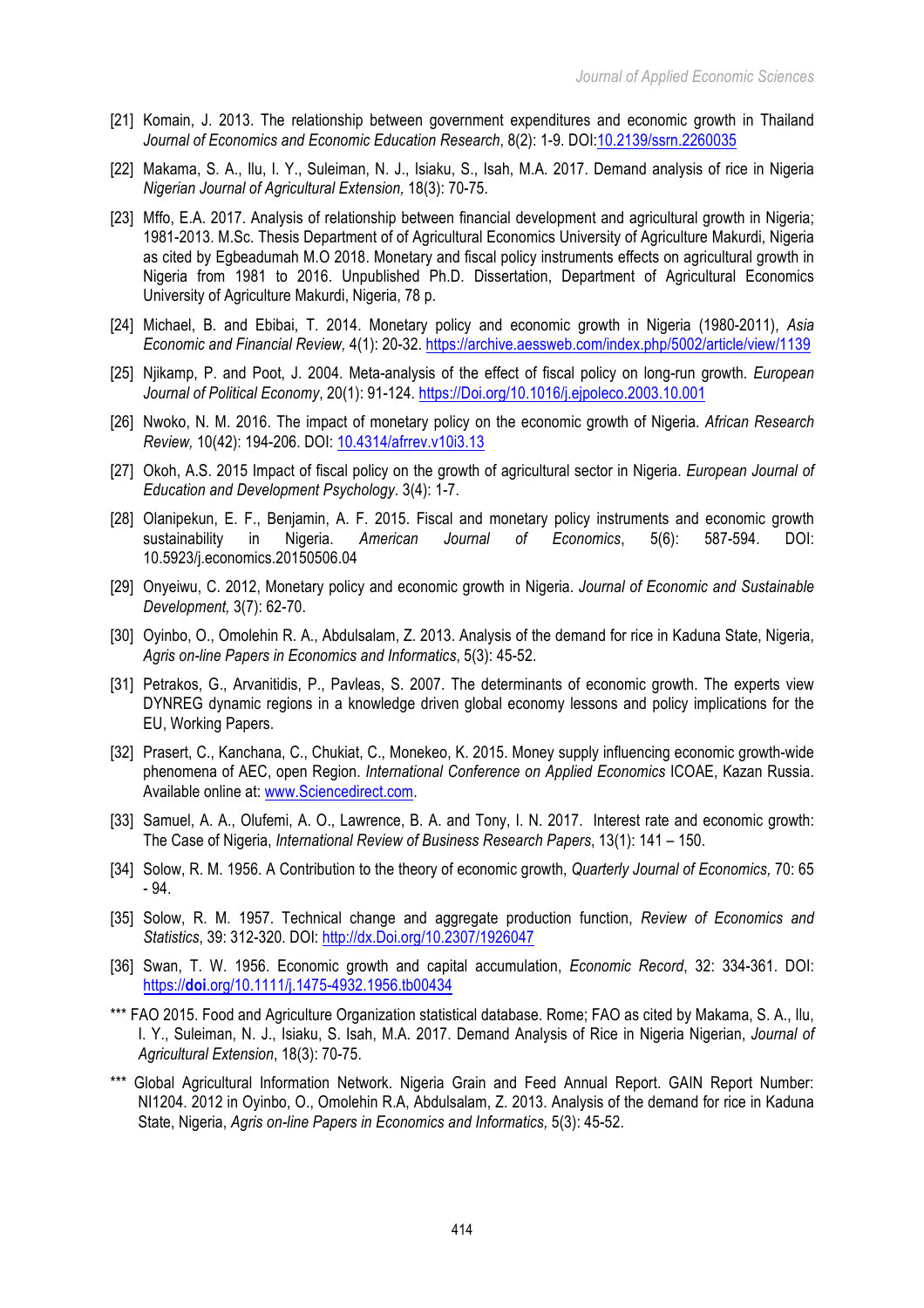[21] Komain, J. 2013. The relationship between government expenditures and economic growth in Thailand *Journal of Economics and Economic Education Research*, 8(2): 1-9. DOI:10.2139/ssrn.2260035

[22] Makama, S. A., Ilu, I. Y., Suleiman, N. J., Isiaku, S., Isah, M.A. 2017. Demand analysis of rice in Nigeria *Nigerian Journal of Agricultural Extension,* 18(3): 70-75.

[23] Mffo, E.A. 2017. Analysis of relationship between financial development and agricultural growth in Nigeria; 1981-2013. M.Sc. Thesis Department of of Agricultural Economics University of Agriculture Makurdi, Nigeria as cited by Egbeadumah M.O 2018. Monetary and fiscal policy instruments effects on agricultural growth in Nigeria from 1981 to 2016. Unpublished Ph.D. Dissertation, Department of Agricultural Economics University of Agriculture Makurdi, Nigeria, 78 p.

[24] Michael, B. and Ebibai, T. 2014. Monetary policy and economic growth in Nigeria (1980-2011), *Asia Economic and Financial Review,* 4(1): 20-32. https://archive.aessweb.com/index.php/5002/article/view/1139

[25] Njikamp, P. and Poot, J. 2004. Meta-analysis of the effect of fiscal policy on long-run growth. *European Journal of Political Economy*, 20(1): 91-124. https://Doi.org/10.1016/j.ejpoleco.2003.10.001

[26] Nwoko, N. M. 2016. The impact of monetary policy on the economic growth of Nigeria. *African Research Review,* 10(42): 194-206. DOI: 10.4314/afrrev.v10i3.13

[27] Okoh, A.S. 2015 Impact of fiscal policy on the growth of agricultural sector in Nigeria. *European Journal of Education and Development Psychology*. 3(4): 1-7.

[28] Olanipekun, E. F., Benjamin, A. F. 2015. Fiscal and monetary policy instruments and economic growth sustainability in Nigeria. *American Journal of Economics*, 5(6): 587-594. DOI: 10.5923/j.economics.20150506.04

[29] Onyeiwu, C. 2012, Monetary policy and economic growth in Nigeria. *Journal of Economic and Sustainable Development,* 3(7): 62-70.

[30] Oyinbo, O., Omolehin R. A., Abdulsalam, Z. 2013. Analysis of the demand for rice in Kaduna State, Nigeria, *Agris on-line Papers in Economics and Informatics*, 5(3): 45-52.

[31] Petrakos, G., Arvanitidis, P., Pavleas, S. 2007. The determinants of economic growth. The experts view DYNREG dynamic regions in a knowledge driven global economy lessons and policy implications for the EU, Working Papers.

[32] Prasert, C., Kanchana, C., Chukiat, C., Monekeo, K. 2015. Money supply influencing economic growth-wide phenomena of AEC, open Region. *International Conference on Applied Economics* ICOAE, Kazan Russia. Available online at: www.Sciencedirect.com.

[33] Samuel, A. A., Olufemi, A. O., Lawrence, B. A. and Tony, I. N. 2017. Interest rate and economic growth: The Case of Nigeria, *International Review of Business Research Papers*, 13(1): 141 – 150.

[34] Solow, R. M. 1956. A Contribution to the theory of economic growth, *Quarterly Journal of Economics,* 70: 65 - 94.

[35] Solow, R. M. 1957. Technical change and aggregate production function, *Review of Economics and Statistics*, 39: 312-320. DOI: http://dx.Doi.org/10.2307/1926047

[36] Swan, T. W. 1956. Economic growth and capital accumulation, *Economic Record*, 32: 334-361. DOI: https://**doi**.org/10.1111/j.1475-4932.1956.tb00434

*** FAO 2015. Food and Agriculture Organization statistical database. Rome; FAO as cited by Makama, S. A., Ilu, I. Y., Suleiman, N. J., Isiaku, S. Isah, M.A. 2017. Demand Analysis of Rice in Nigeria Nigerian, *Journal of Agricultural Extension*, 18(3): 70-75.

*** Global Agricultural Information Network. Nigeria Grain and Feed Annual Report. GAIN Report Number: NI1204. 2012 in Oyinbo, O., Omolehin R.A, Abdulsalam, Z. 2013. Analysis of the demand for rice in Kaduna State, Nigeria, *Agris on-line Papers in Economics and Informatics,* 5(3): 45-52.